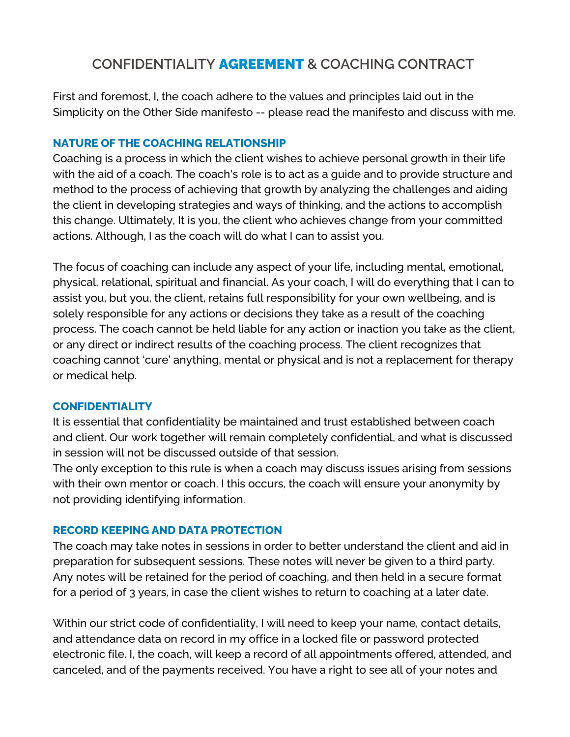# CONFIDENTIALITY **AGREEMENT** & COACHING CONTRACT

First and foremost, I, the coach adhere to the values and principles laid out in the Simplicity on the Other Side manifesto -- please read the manifesto and discuss with me.

### NATURE OF THE COACHING RELATIONSHIP

Coaching is a process in which the client wishes to achieve personal growth in their life with the aid of a coach. The coach's role is to act as a guide and to provide structure and method to the process of achieving that growth by analyzing the challenges and aiding the client in developing strategies and ways of thinking, and the actions to accomplish this change. Ultimately, It is you, the client who achieves change from your committed actions. Although, I as the coach will do what I can to assist you.

The focus of coaching can include any aspect of your life, including mental, emotional, physical, relational, spiritual and financial. As your coach, I will do everything that I can to assist you, but you, the client, retains full responsibility for your own wellbeing, and is solely responsible for any actions or decisions they take as a result of the coaching process. The coach cannot be held liable for any action or inaction you take as the client, or any direct or indirect results of the coaching process. The client recognizes that coaching cannot 'cure' anything, mental or physical and is not a replacement for therapy or medical help.

### CONFIDENTIALITY

It is essential that confidentiality be maintained and trust established between coach and client. Our work together will remain completely confidential, and what is discussed in session will not be discussed outside of that session.
The only exception to this rule is when a coach may discuss issues arising from sessions with their own mentor or coach. I this occurs, the coach will ensure your anonymity by not providing identifying information.

### RECORD KEEPING AND DATA PROTECTION

The coach may take notes in sessions in order to better understand the client and aid in preparation for subsequent sessions. These notes will never be given to a third party. Any notes will be retained for the period of coaching, and then held in a secure format for a period of 3 years, in case the client wishes to return to coaching at a later date.

Within our strict code of confidentiality, I will need to keep your name, contact details, and attendance data on record in my office in a locked file or password protected electronic file. I, the coach, will keep a record of all appointments offered, attended, and canceled, and of the payments received. You have a right to see all of your notes and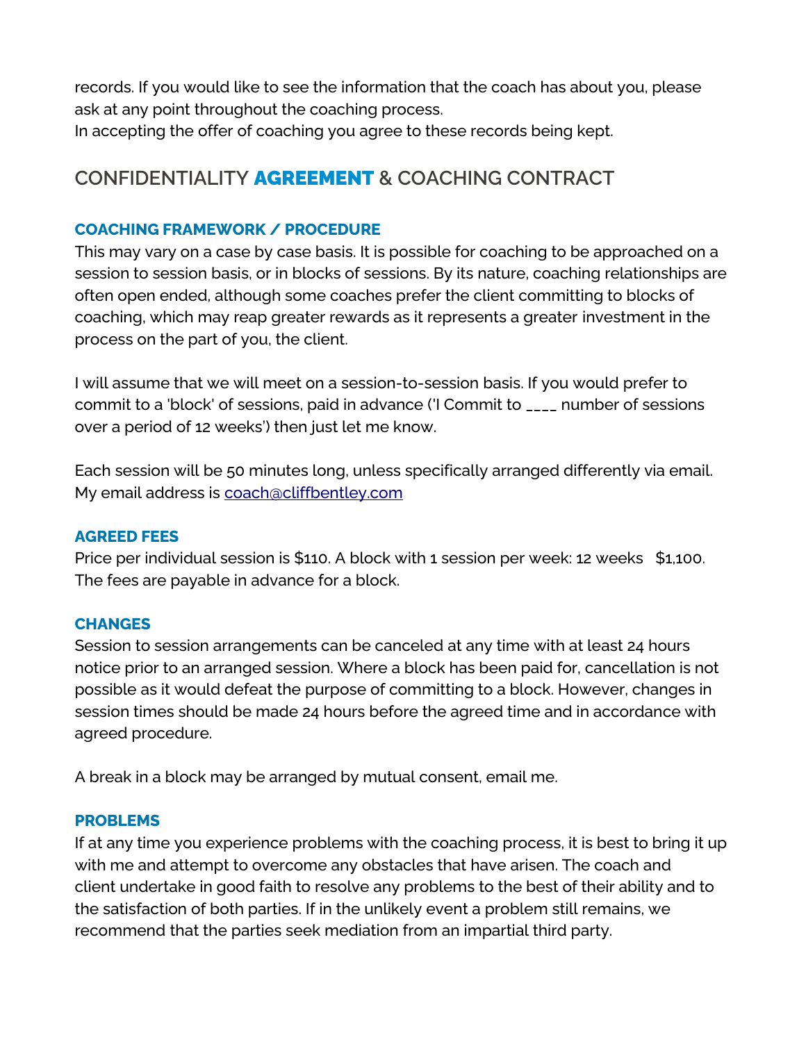records. If you would like to see the information that the coach has about you, please ask at any point throughout the coaching process.
In accepting the offer of coaching you agree to these records being kept.

## CONFIDENTIALITY **AGREEMENT** & COACHING CONTRACT

### COACHING FRAMEWORK / PROCEDURE

This may vary on a case by case basis. It is possible for coaching to be approached on a session to session basis, or in blocks of sessions. By its nature, coaching relationships are often open ended, although some coaches prefer the client committing to blocks of coaching, which may reap greater rewards as it represents a greater investment in the process on the part of you, the client.

I will assume that we will meet on a session-to-session basis. If you would prefer to commit to a 'block' of sessions, paid in advance ('I Commit to ____ number of sessions over a period of 12 weeks') then just let me know.

Each session will be 50 minutes long, unless specifically arranged differently via email. My email address is [coach@cliffbentley.com](mailto:coach@cliffbentley.com)

### AGREED FEES

Price per individual session is $110. A block with 1 session per week: 12 weeks   $1,100. The fees are payable in advance for a block.

### CHANGES

Session to session arrangements can be canceled at any time with at least 24 hours notice prior to an arranged session. Where a block has been paid for, cancellation is not possible as it would defeat the purpose of committing to a block. However, changes in session times should be made 24 hours before the agreed time and in accordance with agreed procedure.

A break in a block may be arranged by mutual consent, email me.

### PROBLEMS

If at any time you experience problems with the coaching process, it is best to bring it up with me and attempt to overcome any obstacles that have arisen. The coach and client undertake in good faith to resolve any problems to the best of their ability and to the satisfaction of both parties. If in the unlikely event a problem still remains, we recommend that the parties seek mediation from an impartial third party.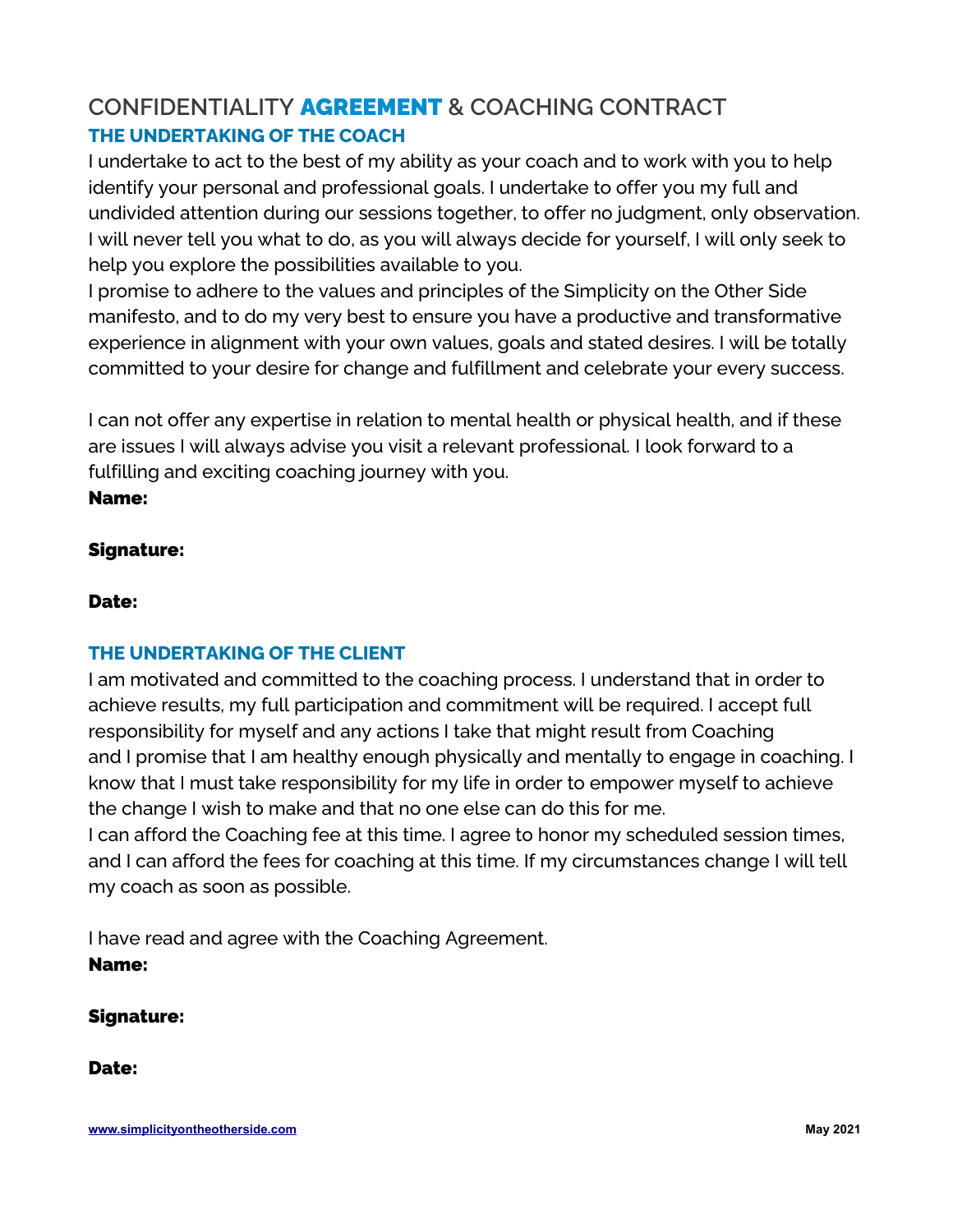# CONFIDENTIALITY **AGREEMENT** & COACHING CONTRACT

## THE UNDERTAKING OF THE COACH

I undertake to act to the best of my ability as your coach and to work with you to help identify your personal and professional goals. I undertake to offer you my full and undivided attention during our sessions together, to offer no judgment, only observation. I will never tell you what to do, as you will always decide for yourself, I will only seek to help you explore the possibilities available to you.

I promise to adhere to the values and principles of the Simplicity on the Other Side manifesto, and to do my very best to ensure you have a productive and transformative experience in alignment with your own values, goals and stated desires. I will be totally committed to your desire for change and fulfillment and celebrate your every success.

I can not offer any expertise in relation to mental health or physical health, and if these are issues I will always advise you visit a relevant professional. I look forward to a fulfilling and exciting coaching journey with you.

**Name:**

**Signature:**

**Date:**

## THE UNDERTAKING OF THE CLIENT

I am motivated and committed to the coaching process. I understand that in order to achieve results, my full participation and commitment will be required. I accept full responsibility for myself and any actions I take that might result from Coaching and I promise that I am healthy enough physically and mentally to engage in coaching. I know that I must take responsibility for my life in order to empower myself to achieve the change I wish to make and that no one else can do this for me.

I can afford the Coaching fee at this time. I agree to honor my scheduled session times, and I can afford the fees for coaching at this time. If my circumstances change I will tell my coach as soon as possible.

I have read and agree with the Coaching Agreement.

**Name:**

**Signature:**

**Date:**